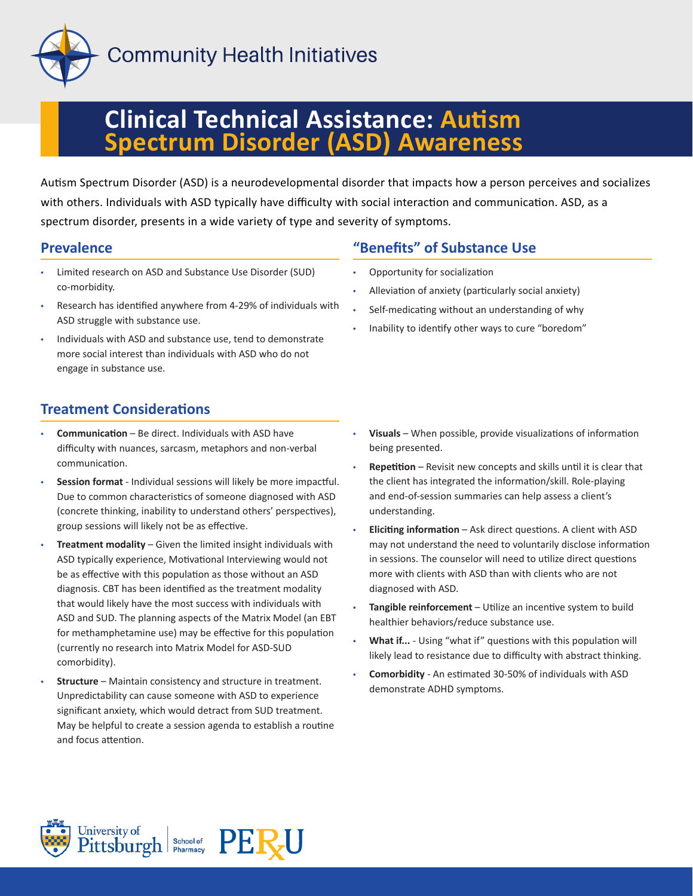Community Health Initiatives

# Clinical Technical Assistance: Autism Spectrum Disorder (ASD) Awareness

Autism Spectrum Disorder (ASD) is a neurodevelopmental disorder that impacts how a person perceives and socializes with others. Individuals with ASD typically have difficulty with social interaction and communication. ASD, as a spectrum disorder, presents in a wide variety of type and severity of symptoms.

## Prevalence

- Limited research on ASD and Substance Use Disorder (SUD) co-morbidity.
- Research has identified anywhere from 4-29% of individuals with ASD struggle with substance use.
- Individuals with ASD and substance use, tend to demonstrate more social interest than individuals with ASD who do not engage in substance use.

## "Benefits" of Substance Use

- Opportunity for socialization
- Alleviation of anxiety (particularly social anxiety)
- Self-medicating without an understanding of why
- Inability to identify other ways to cure "boredom"

## Treatment Considerations

- **Communication** – Be direct. Individuals with ASD have difficulty with nuances, sarcasm, metaphors and non-verbal communication.
- **Session format** - Individual sessions will likely be more impactful. Due to common characteristics of someone diagnosed with ASD (concrete thinking, inability to understand others' perspectives), group sessions will likely not be as effective.
- **Treatment modality** – Given the limited insight individuals with ASD typically experience, Motivational Interviewing would not be as effective with this population as those without an ASD diagnosis. CBT has been identified as the treatment modality that would likely have the most success with individuals with ASD and SUD. The planning aspects of the Matrix Model (an EBT for methamphetamine use) may be effective for this population (currently no research into Matrix Model for ASD-SUD comorbidity).
- **Structure** – Maintain consistency and structure in treatment. Unpredictability can cause someone with ASD to experience significant anxiety, which would detract from SUD treatment. May be helpful to create a session agenda to establish a routine and focus attention.
- **Visuals** – When possible, provide visualizations of information being presented.
- **Repetition** – Revisit new concepts and skills until it is clear that the client has integrated the information/skill. Role-playing and end-of-session summaries can help assess a client's understanding.
- **Eliciting information** – Ask direct questions. A client with ASD may not understand the need to voluntarily disclose information in sessions. The counselor will need to utilize direct questions more with clients with ASD than with clients who are not diagnosed with ASD.
- **Tangible reinforcement** – Utilize an incentive system to build healthier behaviors/reduce substance use.
- **What if...** - Using "what if" questions with this population will likely lead to resistance due to difficulty with abstract thinking.
- **Comorbidity** - An estimated 30-50% of individuals with ASD demonstrate ADHD symptoms.

University of Pittsburgh | School of Pharmacy | PERU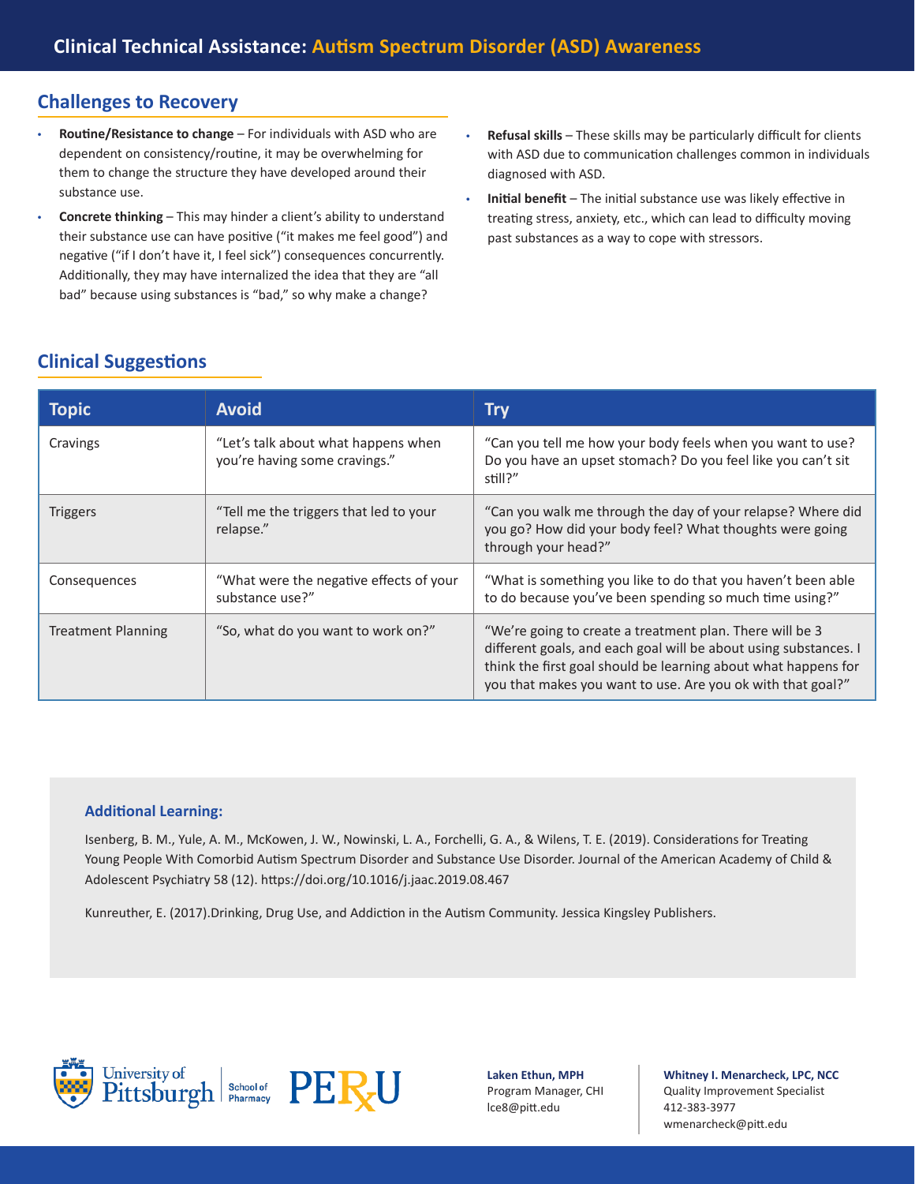# Clinical Technical Assistance: Autism Spectrum Disorder (ASD) Awareness

## Challenges to Recovery

- **Routine/Resistance to change** – For individuals with ASD who are dependent on consistency/routine, it may be overwhelming for them to change the structure they have developed around their substance use.
- **Concrete thinking** – This may hinder a client's ability to understand their substance use can have positive ("it makes me feel good") and negative ("if I don't have it, I feel sick") consequences concurrently. Additionally, they may have internalized the idea that they are "all bad" because using substances is "bad," so why make a change?
- **Refusal skills** – These skills may be particularly difficult for clients with ASD due to communication challenges common in individuals diagnosed with ASD.
- **Initial benefit** – The initial substance use was likely effective in treating stress, anxiety, etc., which can lead to difficulty moving past substances as a way to cope with stressors.

## Clinical Suggestions

| Topic | Avoid | Try |
|---|---|---|
| Cravings | "Let's talk about what happens when you're having some cravings." | "Can you tell me how your body feels when you want to use? Do you have an upset stomach? Do you feel like you can't sit still?" |
| Triggers | "Tell me the triggers that led to your relapse." | "Can you walk me through the day of your relapse? Where did you go? How did your body feel? What thoughts were going through your head?" |
| Consequences | "What were the negative effects of your substance use?" | "What is something you like to do that you haven't been able to do because you've been spending so much time using?" |
| Treatment Planning | "So, what do you want to work on?" | "We're going to create a treatment plan. There will be 3 different goals, and each goal will be about using substances. I think the first goal should be learning about what happens for you that makes you want to use. Are you ok with that goal?" |

### Additional Learning:

Isenberg, B. M., Yule, A. M., McKowen, J. W., Nowinski, L. A., Forchelli, G. A., & Wilens, T. E. (2019). Considerations for Treating Young People With Comorbid Autism Spectrum Disorder and Substance Use Disorder. Journal of the American Academy of Child & Adolescent Psychiatry 58 (12). https://doi.org/10.1016/j.jaac.2019.08.467

Kunreuther, E. (2017).Drinking, Drug Use, and Addiction in the Autism Community. Jessica Kingsley Publishers.

University of Pittsburgh | School of Pharmacy | PERU

**Laken Ethun, MPH**
Program Manager, CHI
lce8@pitt.edu

**Whitney I. Menarcheck, LPC, NCC**
Quality Improvement Specialist
412-383-3977
wmenarcheck@pitt.edu